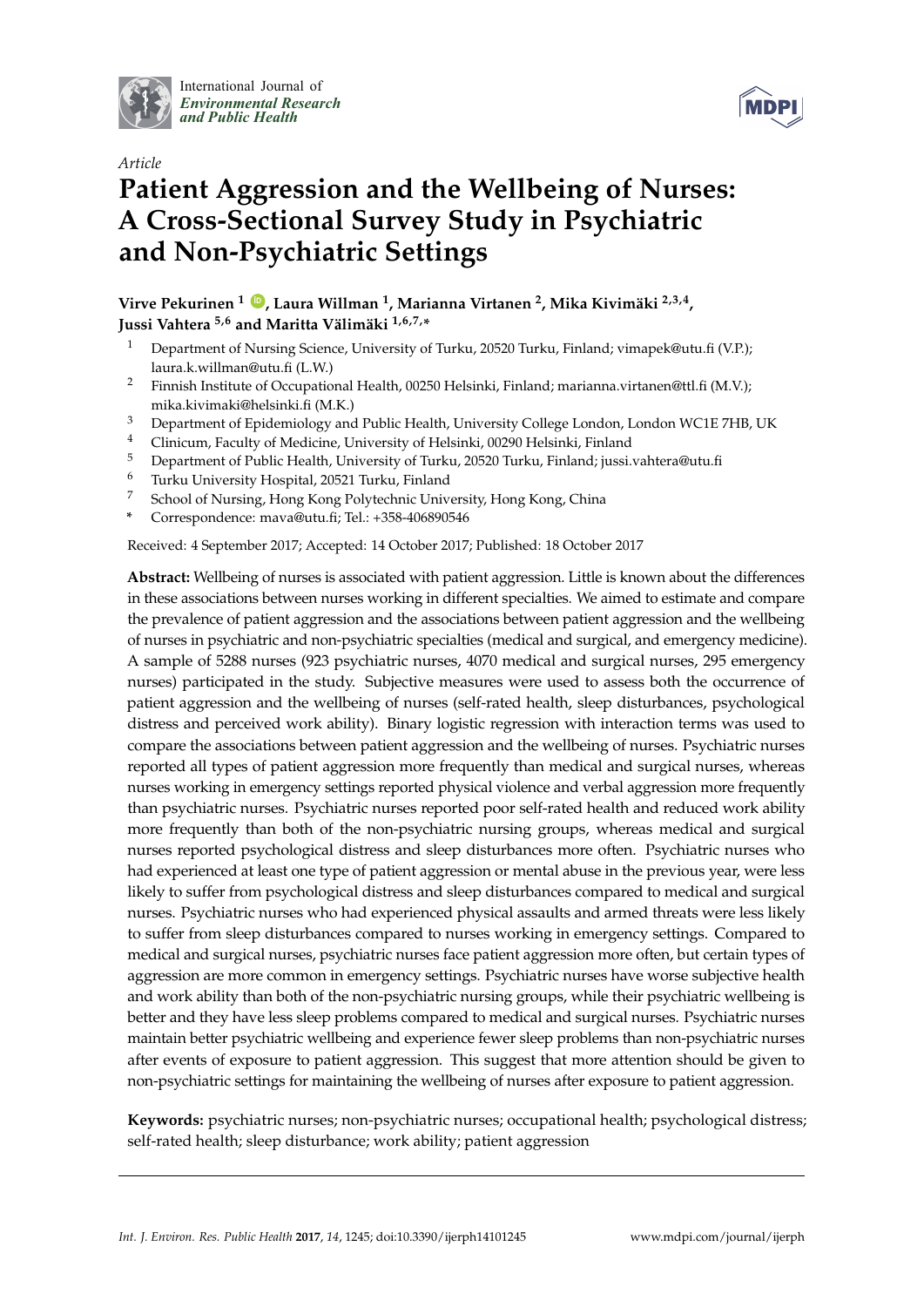*Article*

# Patient Aggression and the Wellbeing of Nurses: A Cross-Sectional Survey Study in Psychiatric and Non-Psychiatric Settings

**Virve Pekurinen [1], Laura Willman [1], Marianna Virtanen [2], Mika Kivimäki [2,3,4], Jussi Vahtera [5,6] and Maritta Välimäki [1,6,7,*]**

[1] Department of Nursing Science, University of Turku, 20520 Turku, Finland; vimapek@utu.fi (V.P.); laura.k.willman@utu.fi (L.W.)
[2] Finnish Institute of Occupational Health, 00250 Helsinki, Finland; marianna.virtanen@ttl.fi (M.V.); mika.kivimaki@helsinki.fi (M.K.)
[3] Department of Epidemiology and Public Health, University College London, London WC1E 7HB, UK
[4] Clinicum, Faculty of Medicine, University of Helsinki, 00290 Helsinki, Finland
[5] Department of Public Health, University of Turku, 20520 Turku, Finland; jussi.vahtera@utu.fi
[6] Turku University Hospital, 20521 Turku, Finland
[7] School of Nursing, Hong Kong Polytechnic University, Hong Kong, China
[*] Correspondence: mava@utu.fi; Tel.: +358-406890546

Received: 4 September 2017; Accepted: 14 October 2017; Published: 18 October 2017

**Abstract:** Wellbeing of nurses is associated with patient aggression. Little is known about the differences in these associations between nurses working in different specialties. We aimed to estimate and compare the prevalence of patient aggression and the associations between patient aggression and the wellbeing of nurses in psychiatric and non-psychiatric specialties (medical and surgical, and emergency medicine). A sample of 5288 nurses (923 psychiatric nurses, 4070 medical and surgical nurses, 295 emergency nurses) participated in the study. Subjective measures were used to assess both the occurrence of patient aggression and the wellbeing of nurses (self-rated health, sleep disturbances, psychological distress and perceived work ability). Binary logistic regression with interaction terms was used to compare the associations between patient aggression and the wellbeing of nurses. Psychiatric nurses reported all types of patient aggression more frequently than medical and surgical nurses, whereas nurses working in emergency settings reported physical violence and verbal aggression more frequently than psychiatric nurses. Psychiatric nurses reported poor self-rated health and reduced work ability more frequently than both of the non-psychiatric nursing groups, whereas medical and surgical nurses reported psychological distress and sleep disturbances more often. Psychiatric nurses who had experienced at least one type of patient aggression or mental abuse in the previous year, were less likely to suffer from psychological distress and sleep disturbances compared to medical and surgical nurses. Psychiatric nurses who had experienced physical assaults and armed threats were less likely to suffer from sleep disturbances compared to nurses working in emergency settings. Compared to medical and surgical nurses, psychiatric nurses face patient aggression more often, but certain types of aggression are more common in emergency settings. Psychiatric nurses have worse subjective health and work ability than both of the non-psychiatric nursing groups, while their psychiatric wellbeing is better and they have less sleep problems compared to medical and surgical nurses. Psychiatric nurses maintain better psychiatric wellbeing and experience fewer sleep problems than non-psychiatric nurses after events of exposure to patient aggression. This suggest that more attention should be given to non-psychiatric settings for maintaining the wellbeing of nurses after exposure to patient aggression.

**Keywords:** psychiatric nurses; non-psychiatric nurses; occupational health; psychological distress; self-rated health; sleep disturbance; work ability; patient aggression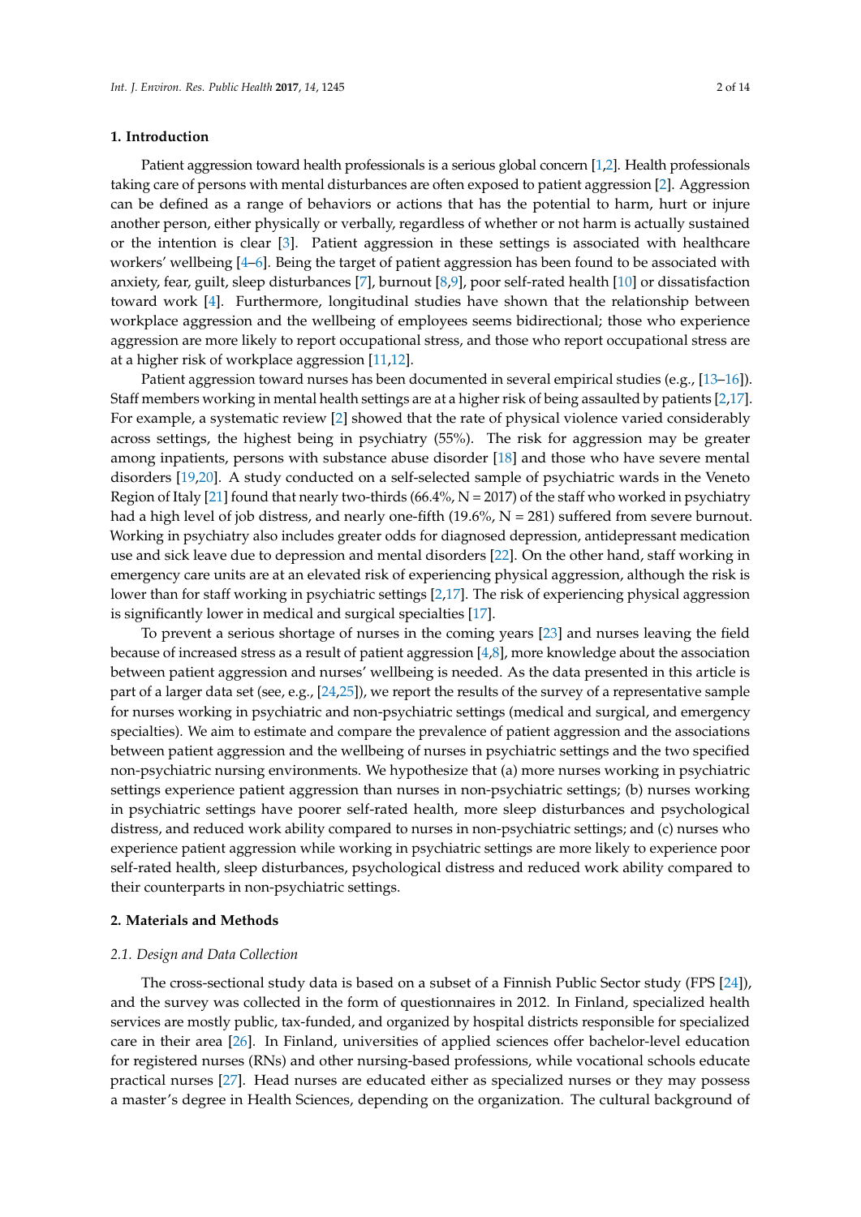## 1. Introduction

Patient aggression toward health professionals is a serious global concern [1,2]. Health professionals taking care of persons with mental disturbances are often exposed to patient aggression [2]. Aggression can be defined as a range of behaviors or actions that has the potential to harm, hurt or injure another person, either physically or verbally, regardless of whether or not harm is actually sustained or the intention is clear [3]. Patient aggression in these settings is associated with healthcare workers' wellbeing [4–6]. Being the target of patient aggression has been found to be associated with anxiety, fear, guilt, sleep disturbances [7], burnout [8,9], poor self-rated health [10] or dissatisfaction toward work [4]. Furthermore, longitudinal studies have shown that the relationship between workplace aggression and the wellbeing of employees seems bidirectional; those who experience aggression are more likely to report occupational stress, and those who report occupational stress are at a higher risk of workplace aggression [11,12].

Patient aggression toward nurses has been documented in several empirical studies (e.g., [13–16]). Staff members working in mental health settings are at a higher risk of being assaulted by patients [2,17]. For example, a systematic review [2] showed that the rate of physical violence varied considerably across settings, the highest being in psychiatry (55%). The risk for aggression may be greater among inpatients, persons with substance abuse disorder [18] and those who have severe mental disorders [19,20]. A study conducted on a self-selected sample of psychiatric wards in the Veneto Region of Italy [21] found that nearly two-thirds (66.4%, N = 2017) of the staff who worked in psychiatry had a high level of job distress, and nearly one-fifth (19.6%, N = 281) suffered from severe burnout. Working in psychiatry also includes greater odds for diagnosed depression, antidepressant medication use and sick leave due to depression and mental disorders [22]. On the other hand, staff working in emergency care units are at an elevated risk of experiencing physical aggression, although the risk is lower than for staff working in psychiatric settings [2,17]. The risk of experiencing physical aggression is significantly lower in medical and surgical specialties [17].

To prevent a serious shortage of nurses in the coming years [23] and nurses leaving the field because of increased stress as a result of patient aggression [4,8], more knowledge about the association between patient aggression and nurses' wellbeing is needed. As the data presented in this article is part of a larger data set (see, e.g., [24,25]), we report the results of the survey of a representative sample for nurses working in psychiatric and non-psychiatric settings (medical and surgical, and emergency specialties). We aim to estimate and compare the prevalence of patient aggression and the associations between patient aggression and the wellbeing of nurses in psychiatric settings and the two specified non-psychiatric nursing environments. We hypothesize that (a) more nurses working in psychiatric settings experience patient aggression than nurses in non-psychiatric settings; (b) nurses working in psychiatric settings have poorer self-rated health, more sleep disturbances and psychological distress, and reduced work ability compared to nurses in non-psychiatric settings; and (c) nurses who experience patient aggression while working in psychiatric settings are more likely to experience poor self-rated health, sleep disturbances, psychological distress and reduced work ability compared to their counterparts in non-psychiatric settings.

## 2. Materials and Methods

### 2.1. Design and Data Collection

The cross-sectional study data is based on a subset of a Finnish Public Sector study (FPS [24]), and the survey was collected in the form of questionnaires in 2012. In Finland, specialized health services are mostly public, tax-funded, and organized by hospital districts responsible for specialized care in their area [26]. In Finland, universities of applied sciences offer bachelor-level education for registered nurses (RNs) and other nursing-based professions, while vocational schools educate practical nurses [27]. Head nurses are educated either as specialized nurses or they may possess a master's degree in Health Sciences, depending on the organization. The cultural background of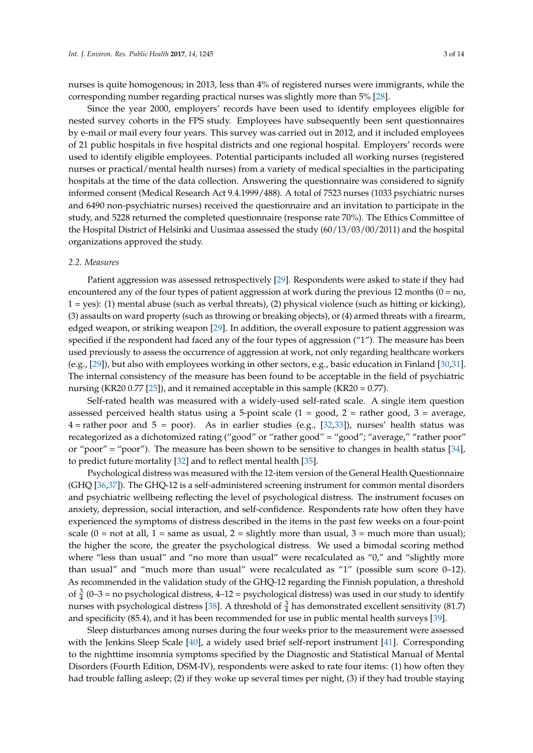nurses is quite homogenous; in 2013, less than 4% of registered nurses were immigrants, while the corresponding number regarding practical nurses was slightly more than 5% [28].

Since the year 2000, employers' records have been used to identify employees eligible for nested survey cohorts in the FPS study. Employees have subsequently been sent questionnaires by e-mail or mail every four years. This survey was carried out in 2012, and it included employees of 21 public hospitals in five hospital districts and one regional hospital. Employers' records were used to identify eligible employees. Potential participants included all working nurses (registered nurses or practical/mental health nurses) from a variety of medical specialties in the participating hospitals at the time of the data collection. Answering the questionnaire was considered to signify informed consent (Medical Research Act 9.4.1999/488). A total of 7523 nurses (1033 psychiatric nurses and 6490 non-psychiatric nurses) received the questionnaire and an invitation to participate in the study, and 5228 returned the completed questionnaire (response rate 70%). The Ethics Committee of the Hospital District of Helsinki and Uusimaa assessed the study (60/13/03/00/2011) and the hospital organizations approved the study.

### 2.2. Measures

Patient aggression was assessed retrospectively [29]. Respondents were asked to state if they had encountered any of the four types of patient aggression at work during the previous 12 months (0 = no, 1 = yes): (1) mental abuse (such as verbal threats), (2) physical violence (such as hitting or kicking), (3) assaults on ward property (such as throwing or breaking objects), or (4) armed threats with a firearm, edged weapon, or striking weapon [29]. In addition, the overall exposure to patient aggression was specified if the respondent had faced any of the four types of aggression ("1"). The measure has been used previously to assess the occurrence of aggression at work, not only regarding healthcare workers (e.g., [29]), but also with employees working in other sectors, e.g., basic education in Finland [30,31]. The internal consistency of the measure has been found to be acceptable in the field of psychiatric nursing (KR20 0.77 [25]), and it remained acceptable in this sample (KR20 = 0.77).

Self-rated health was measured with a widely-used self-rated scale. A single item question assessed perceived health status using a 5-point scale (1 = good, 2 = rather good, 3 = average, 4 = rather poor and 5 = poor). As in earlier studies (e.g., [32,33]), nurses' health status was recategorized as a dichotomized rating ("good" or "rather good" = "good"; "average," "rather poor" or "poor" = "poor"). The measure has been shown to be sensitive to changes in health status [34], to predict future mortality [32] and to reflect mental health [35].

Psychological distress was measured with the 12-item version of the General Health Questionnaire (GHQ [36,37]). The GHQ-12 is a self-administered screening instrument for common mental disorders and psychiatric wellbeing reflecting the level of psychological distress. The instrument focuses on anxiety, depression, social interaction, and self-confidence. Respondents rate how often they have experienced the symptoms of distress described in the items in the past few weeks on a four-point scale (0 = not at all, 1 = same as usual, 2 = slightly more than usual, 3 = much more than usual); the higher the score, the greater the psychological distress. We used a bimodal scoring method where "less than usual" and "no more than usual" were recalculated as "0," and "slightly more than usual" and "much more than usual" were recalculated as "1" (possible sum score 0–12). As recommended in the validation study of the GHQ-12 regarding the Finnish population, a threshold of $\frac{3}{4}$ (0–3 = no psychological distress, 4–12 = psychological distress) was used in our study to identify nurses with psychological distress [38]. A threshold of $\frac{3}{4}$ has demonstrated excellent sensitivity (81.7) and specificity (85.4), and it has been recommended for use in public mental health surveys [39].

Sleep disturbances among nurses during the four weeks prior to the measurement were assessed with the Jenkins Sleep Scale [40], a widely used brief self-report instrument [41]. Corresponding to the nighttime insomnia symptoms specified by the Diagnostic and Statistical Manual of Mental Disorders (Fourth Edition, DSM-IV), respondents were asked to rate four items: (1) how often they had trouble falling asleep; (2) if they woke up several times per night, (3) if they had trouble staying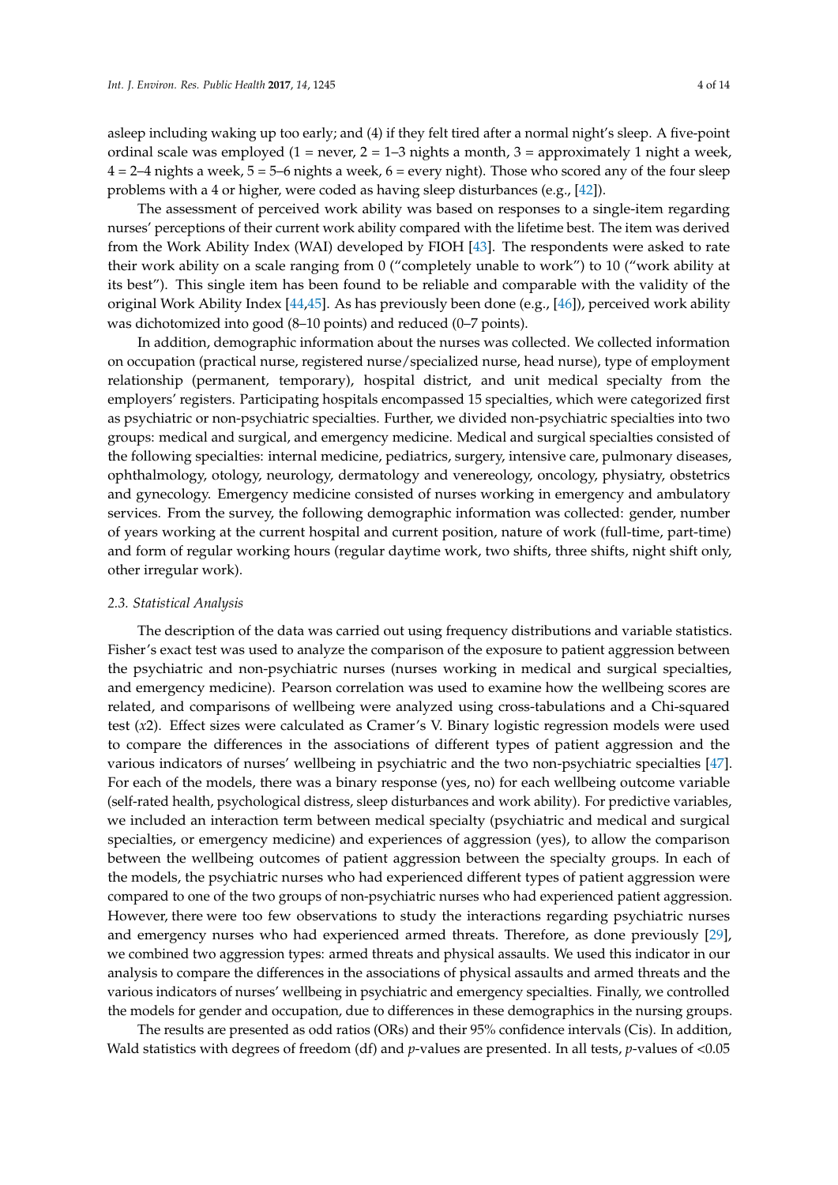asleep including waking up too early; and (4) if they felt tired after a normal night's sleep. A five-point ordinal scale was employed (1 = never, 2 = 1–3 nights a month, 3 = approximately 1 night a week, 4 = 2–4 nights a week, 5 = 5–6 nights a week, 6 = every night). Those who scored any of the four sleep problems with a 4 or higher, were coded as having sleep disturbances (e.g., [42]).

The assessment of perceived work ability was based on responses to a single-item regarding nurses' perceptions of their current work ability compared with the lifetime best. The item was derived from the Work Ability Index (WAI) developed by FIOH [43]. The respondents were asked to rate their work ability on a scale ranging from 0 ("completely unable to work") to 10 ("work ability at its best"). This single item has been found to be reliable and comparable with the validity of the original Work Ability Index [44,45]. As has previously been done (e.g., [46]), perceived work ability was dichotomized into good (8–10 points) and reduced (0–7 points).

In addition, demographic information about the nurses was collected. We collected information on occupation (practical nurse, registered nurse/specialized nurse, head nurse), type of employment relationship (permanent, temporary), hospital district, and unit medical specialty from the employers' registers. Participating hospitals encompassed 15 specialties, which were categorized first as psychiatric or non-psychiatric specialties. Further, we divided non-psychiatric specialties into two groups: medical and surgical, and emergency medicine. Medical and surgical specialties consisted of the following specialties: internal medicine, pediatrics, surgery, intensive care, pulmonary diseases, ophthalmology, otology, neurology, dermatology and venereology, oncology, physiatry, obstetrics and gynecology. Emergency medicine consisted of nurses working in emergency and ambulatory services. From the survey, the following demographic information was collected: gender, number of years working at the current hospital and current position, nature of work (full-time, part-time) and form of regular working hours (regular daytime work, two shifts, three shifts, night shift only, other irregular work).

### *2.3. Statistical Analysis*

The description of the data was carried out using frequency distributions and variable statistics. Fisher's exact test was used to analyze the comparison of the exposure to patient aggression between the psychiatric and non-psychiatric nurses (nurses working in medical and surgical specialties, and emergency medicine). Pearson correlation was used to examine how the wellbeing scores are related, and comparisons of wellbeing were analyzed using cross-tabulations and a Chi-squared test ($x2$). Effect sizes were calculated as Cramer's V. Binary logistic regression models were used to compare the differences in the associations of different types of patient aggression and the various indicators of nurses' wellbeing in psychiatric and the two non-psychiatric specialties [47]. For each of the models, there was a binary response (yes, no) for each wellbeing outcome variable (self-rated health, psychological distress, sleep disturbances and work ability). For predictive variables, we included an interaction term between medical specialty (psychiatric and medical and surgical specialties, or emergency medicine) and experiences of aggression (yes), to allow the comparison between the wellbeing outcomes of patient aggression between the specialty groups. In each of the models, the psychiatric nurses who had experienced different types of patient aggression were compared to one of the two groups of non-psychiatric nurses who had experienced patient aggression. However, there were too few observations to study the interactions regarding psychiatric nurses and emergency nurses who had experienced armed threats. Therefore, as done previously [29], we combined two aggression types: armed threats and physical assaults. We used this indicator in our analysis to compare the differences in the associations of physical assaults and armed threats and the various indicators of nurses' wellbeing in psychiatric and emergency specialties. Finally, we controlled the models for gender and occupation, due to differences in these demographics in the nursing groups.

The results are presented as odd ratios (ORs) and their 95% confidence intervals (Cis). In addition, Wald statistics with degrees of freedom (df) and *p*-values are presented. In all tests, *p*-values of <0.05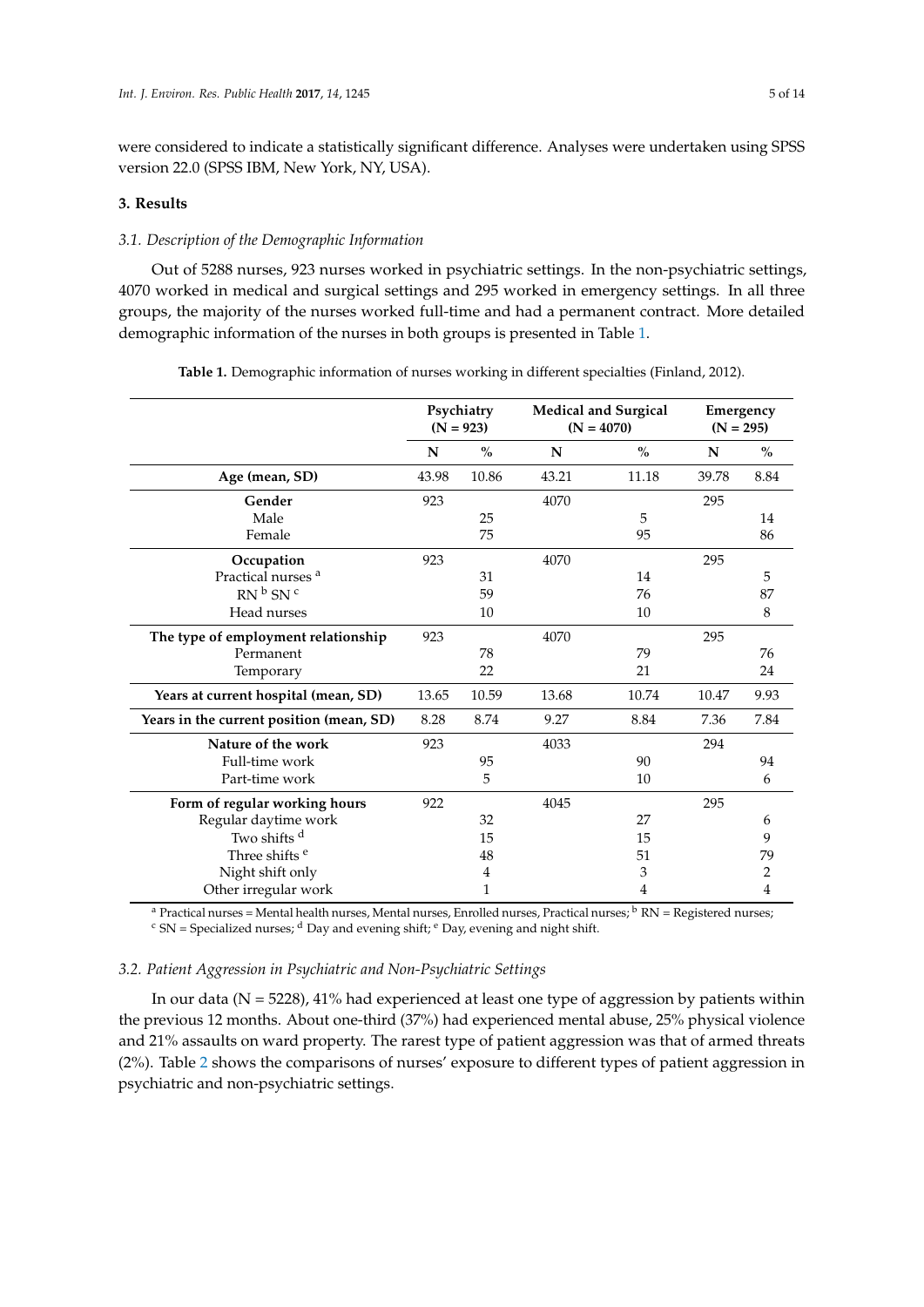were considered to indicate a statistically significant difference. Analyses were undertaken using SPSS version 22.0 (SPSS IBM, New York, NY, USA).

## 3. Results

### 3.1. Description of the Demographic Information

Out of 5288 nurses, 923 nurses worked in psychiatric settings. In the non-psychiatric settings, 4070 worked in medical and surgical settings and 295 worked in emergency settings. In all three groups, the majority of the nurses worked full-time and had a permanent contract. More detailed demographic information of the nurses in both groups is presented in Table 1.

**Table 1.** Demographic information of nurses working in different specialties (Finland, 2012).

| | Psychiatry (N = 923) | | Medical and Surgical (N = 4070) | | Emergency (N = 295) | |
|---|---|---|---|---|---|---|
| | N | % | N | % | N | % |
| **Age (mean, SD)** | 43.98 | 10.86 | 43.21 | 11.18 | 39.78 | 8.84 |
| **Gender** | 923 | | 4070 | | 295 | |
| Male | | 25 | | 5 | | 14 |
| Female | | 75 | | 95 | | 86 |
| **Occupation** | 923 | | 4070 | | 295 | |
| Practical nurses [a] | | 31 | | 14 | | 5 |
| RN [b] SN [c] | | 59 | | 76 | | 87 |
| Head nurses | | 10 | | 10 | | 8 |
| **The type of employment relationship** | 923 | | 4070 | | 295 | |
| Permanent | | 78 | | 79 | | 76 |
| Temporary | | 22 | | 21 | | 24 |
| **Years at current hospital (mean, SD)** | 13.65 | 10.59 | 13.68 | 10.74 | 10.47 | 9.93 |
| **Years in the current position (mean, SD)** | 8.28 | 8.74 | 9.27 | 8.84 | 7.36 | 7.84 |
| **Nature of the work** | 923 | | 4033 | | 294 | |
| Full-time work | | 95 | | 90 | | 94 |
| Part-time work | | 5 | | 10 | | 6 |
| **Form of regular working hours** | 922 | | 4045 | | 295 | |
| Regular daytime work | | 32 | | 27 | | 6 |
| Two shifts [d] | | 15 | | 15 | | 9 |
| Three shifts [e] | | 48 | | 51 | | 79 |
| Night shift only | | 4 | | 3 | | 2 |
| Other irregular work | | 1 | | 4 | | 4 |

[a] Practical nurses = Mental health nurses, Mental nurses, Enrolled nurses, Practical nurses; [b] RN = Registered nurses; [c] SN = Specialized nurses; [d] Day and evening shift; [e] Day, evening and night shift.

### 3.2. Patient Aggression in Psychiatric and Non-Psychiatric Settings

In our data (N = 5228), 41% had experienced at least one type of aggression by patients within the previous 12 months. About one-third (37%) had experienced mental abuse, 25% physical violence and 21% assaults on ward property. The rarest type of patient aggression was that of armed threats (2%). Table 2 shows the comparisons of nurses' exposure to different types of patient aggression in psychiatric and non-psychiatric settings.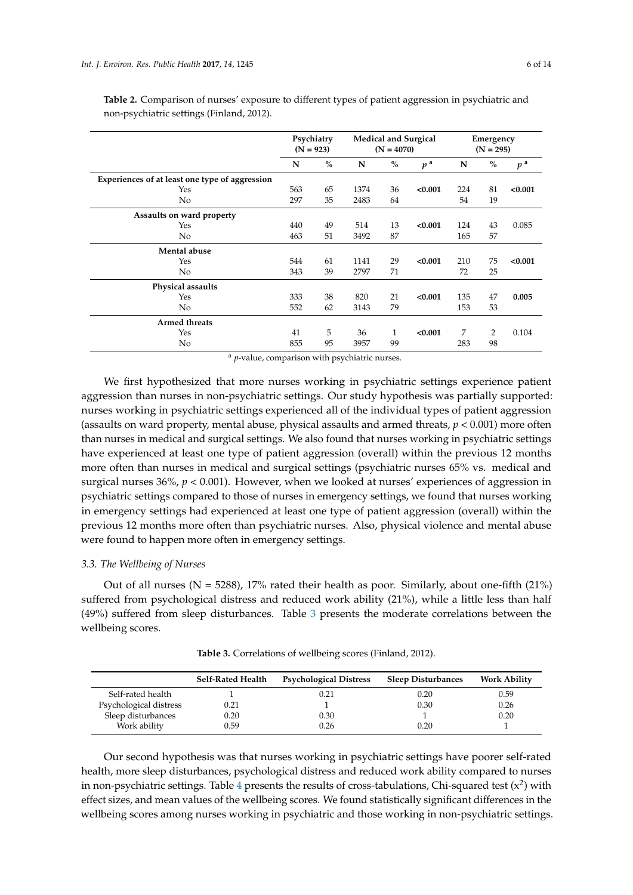**Table 2.** Comparison of nurses' exposure to different types of patient aggression in psychiatric and non-psychiatric settings (Finland, 2012).

| | Psychiatry (N = 923) | | Medical and Surgical (N = 4070) | | | Emergency (N = 295) | | |
|---|---|---|---|---|---|---|---|---|
| | N | % | N | % | $p$ [a] | N | % | $p$ [a] |
| **Experiences of at least one type of aggression** | | | | | | | | |
| Yes | 563 | 65 | 1374 | 36 | **<0.001** | 224 | 81 | **<0.001** |
| No | 297 | 35 | 2483 | 64 | | 54 | 19 | |
| **Assaults on ward property** | | | | | | | | |
| Yes | 440 | 49 | 514 | 13 | **<0.001** | 124 | 43 | 0.085 |
| No | 463 | 51 | 3492 | 87 | | 165 | 57 | |
| **Mental abuse** | | | | | | | | |
| Yes | 544 | 61 | 1141 | 29 | **<0.001** | 210 | 75 | **<0.001** |
| No | 343 | 39 | 2797 | 71 | | 72 | 25 | |
| **Physical assaults** | | | | | | | | |
| Yes | 333 | 38 | 820 | 21 | **<0.001** | 135 | 47 | **0.005** |
| No | 552 | 62 | 3143 | 79 | | 153 | 53 | |
| **Armed threats** | | | | | | | | |
| Yes | 41 | 5 | 36 | 1 | **<0.001** | 7 | 2 | 0.104 |
| No | 855 | 95 | 3957 | 99 | | 283 | 98 | |

[a] $p$-value, comparison with psychiatric nurses.

We first hypothesized that more nurses working in psychiatric settings experience patient aggression than nurses in non-psychiatric settings. Our study hypothesis was partially supported: nurses working in psychiatric settings experienced all of the individual types of patient aggression (assaults on ward property, mental abuse, physical assaults and armed threats, $p < 0.001$) more often than nurses in medical and surgical settings. We also found that nurses working in psychiatric settings have experienced at least one type of patient aggression (overall) within the previous 12 months more often than nurses in medical and surgical settings (psychiatric nurses 65% vs. medical and surgical nurses 36%, $p < 0.001$). However, when we looked at nurses' experiences of aggression in psychiatric settings compared to those of nurses in emergency settings, we found that nurses working in emergency settings had experienced at least one type of patient aggression (overall) within the previous 12 months more often than psychiatric nurses. Also, physical violence and mental abuse were found to happen more often in emergency settings.

### 3.3. The Wellbeing of Nurses

Out of all nurses (N = 5288), 17% rated their health as poor. Similarly, about one-fifth (21%) suffered from psychological distress and reduced work ability (21%), while a little less than half (49%) suffered from sleep disturbances. Table 3 presents the moderate correlations between the wellbeing scores.

**Table 3.** Correlations of wellbeing scores (Finland, 2012).

| | Self-Rated Health | Psychological Distress | Sleep Disturbances | Work Ability |
|---|---|---|---|---|
| Self-rated health | 1 | 0.21 | 0.20 | 0.59 |
| Psychological distress | 0.21 | 1 | 0.30 | 0.26 |
| Sleep disturbances | 0.20 | 0.30 | 1 | 0.20 |
| Work ability | 0.59 | 0.26 | 0.20 | 1 |

Our second hypothesis was that nurses working in psychiatric settings have poorer self-rated health, more sleep disturbances, psychological distress and reduced work ability compared to nurses in non-psychiatric settings. Table 4 presents the results of cross-tabulations, Chi-squared test ($x^2$) with effect sizes, and mean values of the wellbeing scores. We found statistically significant differences in the wellbeing scores among nurses working in psychiatric and those working in non-psychiatric settings.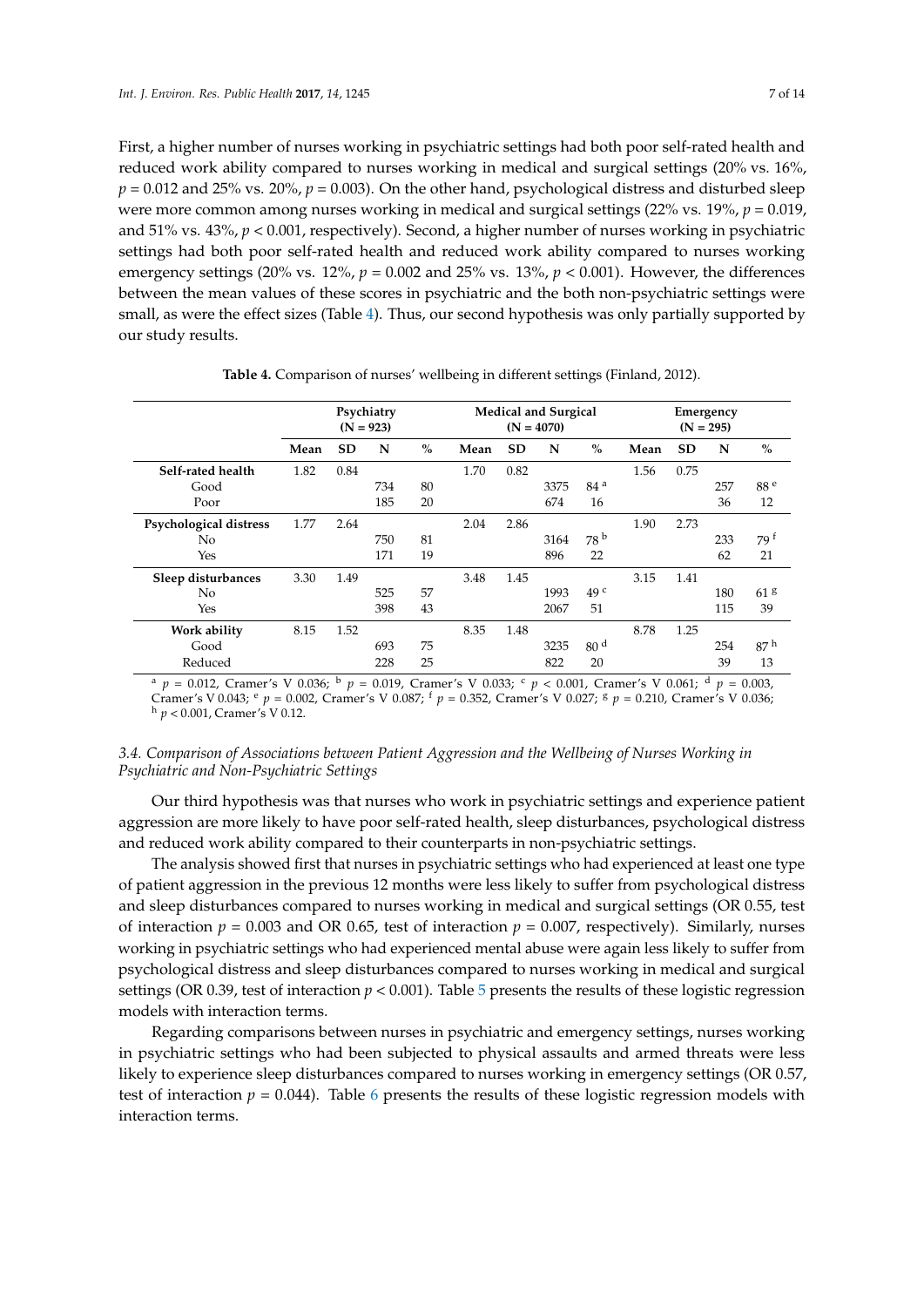First, a higher number of nurses working in psychiatric settings had both poor self-rated health and reduced work ability compared to nurses working in medical and surgical settings (20% vs. 16%, $p = 0.012$ and 25% vs. 20%, $p = 0.003$). On the other hand, psychological distress and disturbed sleep were more common among nurses working in medical and surgical settings (22% vs. 19%, $p = 0.019$, and 51% vs. 43%, $p < 0.001$, respectively). Second, a higher number of nurses working in psychiatric settings had both poor self-rated health and reduced work ability compared to nurses working emergency settings (20% vs. 12%, $p = 0.002$ and 25% vs. 13%, $p < 0.001$). However, the differences between the mean values of these scores in psychiatric and the both non-psychiatric settings were small, as were the effect sizes (Table 4). Thus, our second hypothesis was only partially supported by our study results.

**Table 4.** Comparison of nurses' wellbeing in different settings (Finland, 2012).

| | Psychiatry (N = 923) | | | | Medical and Surgical (N = 4070) | | | | Emergency (N = 295) | | | |
|---|---|---|---|---|---|---|---|---|---|---|---|---|
| | **Mean** | **SD** | **N** | **%** | **Mean** | **SD** | **N** | **%** | **Mean** | **SD** | **N** | **%** |
| **Self-rated health** | 1.82 | 0.84 | | | 1.70 | 0.82 | | | 1.56 | 0.75 | | |
| Good | | | 734 | 80 | | | 3375 | 84 [a] | | | 257 | 88 [e] |
| Poor | | | 185 | 20 | | | 674 | 16 | | | 36 | 12 |
| **Psychological distress** | 1.77 | 2.64 | | | 2.04 | 2.86 | | | 1.90 | 2.73 | | |
| No | | | 750 | 81 | | | 3164 | 78 [b] | | | 233 | 79 [f] |
| Yes | | | 171 | 19 | | | 896 | 22 | | | 62 | 21 |
| **Sleep disturbances** | 3.30 | 1.49 | | | 3.48 | 1.45 | | | 3.15 | 1.41 | | |
| No | | | 525 | 57 | | | 1993 | 49 [c] | | | 180 | 61 [g] |
| Yes | | | 398 | 43 | | | 2067 | 51 | | | 115 | 39 |
| **Work ability** | 8.15 | 1.52 | | | 8.35 | 1.48 | | | 8.78 | 1.25 | | |
| Good | | | 693 | 75 | | | 3235 | 80 [d] | | | 254 | 87 [h] |
| Reduced | | | 228 | 25 | | | 822 | 20 | | | 39 | 13 |

[a] $p = 0.012$, Cramer's V 0.036; [b] $p = 0.019$, Cramer's V 0.033; [c] $p < 0.001$, Cramer's V 0.061; [d] $p = 0.003$, Cramer's V 0.043; [e] $p = 0.002$, Cramer's V 0.087; [f] $p = 0.352$, Cramer's V 0.027; [g] $p = 0.210$, Cramer's V 0.036; [h] $p < 0.001$, Cramer's V 0.12.

### 3.4. Comparison of Associations between Patient Aggression and the Wellbeing of Nurses Working in Psychiatric and Non-Psychiatric Settings

Our third hypothesis was that nurses who work in psychiatric settings and experience patient aggression are more likely to have poor self-rated health, sleep disturbances, psychological distress and reduced work ability compared to their counterparts in non-psychiatric settings.

The analysis showed first that nurses in psychiatric settings who had experienced at least one type of patient aggression in the previous 12 months were less likely to suffer from psychological distress and sleep disturbances compared to nurses working in medical and surgical settings (OR 0.55, test of interaction $p = 0.003$ and OR 0.65, test of interaction $p = 0.007$, respectively). Similarly, nurses working in psychiatric settings who had experienced mental abuse were again less likely to suffer from psychological distress and sleep disturbances compared to nurses working in medical and surgical settings (OR 0.39, test of interaction $p < 0.001$). Table 5 presents the results of these logistic regression models with interaction terms.

Regarding comparisons between nurses in psychiatric and emergency settings, nurses working in psychiatric settings who had been subjected to physical assaults and armed threats were less likely to experience sleep disturbances compared to nurses working in emergency settings (OR 0.57, test of interaction $p = 0.044$). Table 6 presents the results of these logistic regression models with interaction terms.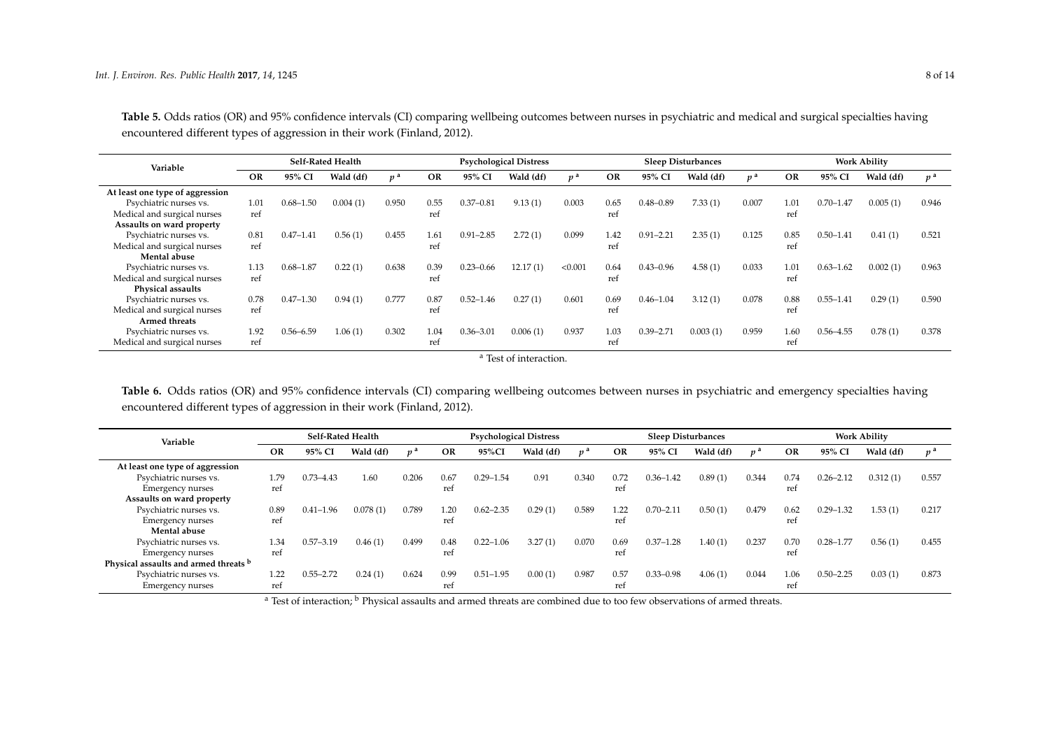**Table 5.** Odds ratios (OR) and 95% confidence intervals (CI) comparing wellbeing outcomes between nurses in psychiatric and medical and surgical specialties having encountered different types of aggression in their work (Finland, 2012).

| Variable | Self-Rated Health | | | | Psychological Distress | | | | Sleep Disturbances | | | | Work Ability | | | |
|---|---|---|---|---|---|---|---|---|---|---|---|---|---|---|---|---|
| | OR | 95% CI | Wald (df) | $p$ [a] | OR | 95% CI | Wald (df) | $p$ [a] | OR | 95% CI | Wald (df) | $p$ [a] | OR | 95% CI | Wald (df) | $p$ [a] |
| **At least one type of aggression** | | | | | | | | | | | | | | | | |
| Psychiatric nurses vs. | 1.01 | 0.68–1.50 | 0.004 (1) | 0.950 | 0.55 | 0.37–0.81 | 9.13 (1) | 0.003 | 0.65 | 0.48–0.89 | 7.33 (1) | 0.007 | 1.01 | 0.70–1.47 | 0.005 (1) | 0.946 |
| Medical and surgical nurses | ref | | | | ref | | | | ref | | | | ref | | | |
| **Assaults on ward property** | | | | | | | | | | | | | | | | |
| Psychiatric nurses vs. | 0.81 | 0.47–1.41 | 0.56 (1) | 0.455 | 1.61 | 0.91–2.85 | 2.72 (1) | 0.099 | 1.42 | 0.91–2.21 | 2.35 (1) | 0.125 | 0.85 | 0.50–1.41 | 0.41 (1) | 0.521 |
| Medical and surgical nurses | ref | | | | ref | | | | ref | | | | ref | | | |
| **Mental abuse** | | | | | | | | | | | | | | | | |
| Psychiatric nurses vs. | 1.13 | 0.68–1.87 | 0.22 (1) | 0.638 | 0.39 | 0.23–0.66 | 12.17 (1) | <0.001 | 0.64 | 0.43–0.96 | 4.58 (1) | 0.033 | 1.01 | 0.63–1.62 | 0.002 (1) | 0.963 |
| Medical and surgical nurses | ref | | | | ref | | | | ref | | | | ref | | | |
| **Physical assaults** | | | | | | | | | | | | | | | | |
| Psychiatric nurses vs. | 0.78 | 0.47–1.30 | 0.94 (1) | 0.777 | 0.87 | 0.52–1.46 | 0.27 (1) | 0.601 | 0.69 | 0.46–1.04 | 3.12 (1) | 0.078 | 0.88 | 0.55–1.41 | 0.29 (1) | 0.590 |
| Medical and surgical nurses | ref | | | | ref | | | | ref | | | | ref | | | |
| **Armed threats** | | | | | | | | | | | | | | | | |
| Psychiatric nurses vs. | 1.92 | 0.56–6.59 | 1.06 (1) | 0.302 | 1.04 | 0.36–3.01 | 0.006 (1) | 0.937 | 1.03 | 0.39–2.71 | 0.003 (1) | 0.959 | 1.60 | 0.56–4.55 | 0.78 (1) | 0.378 |
| Medical and surgical nurses | ref | | | | ref | | | | ref | | | | ref | | | |

[a] Test of interaction.

**Table 6.** Odds ratios (OR) and 95% confidence intervals (CI) comparing wellbeing outcomes between nurses in psychiatric and emergency specialties having encountered different types of aggression in their work (Finland, 2012).

| Variable | Self-Rated Health | | | | Psychological Distress | | | | Sleep Disturbances | | | | Work Ability | | | |
|---|---|---|---|---|---|---|---|---|---|---|---|---|---|---|---|---|
| | OR | 95% CI | Wald (df) | $p$ [a] | OR | 95%CI | Wald (df) | $p$ [a] | OR | 95% CI | Wald (df) | $p$ [a] | OR | 95% CI | Wald (df) | $p$ [a] |
| **At least one type of aggression** | | | | | | | | | | | | | | | | |
| Psychiatric nurses vs. | 1.79 | 0.73–4.43 | 1.60 | 0.206 | 0.67 | 0.29–1.54 | 0.91 | 0.340 | 0.72 | 0.36–1.42 | 0.89 (1) | 0.344 | 0.74 | 0.26–2.12 | 0.312 (1) | 0.557 |
| Emergency nurses | ref | | | | ref | | | | ref | | | | ref | | | |
| **Assaults on ward property** | | | | | | | | | | | | | | | | |
| Psychiatric nurses vs. | 0.89 | 0.41–1.96 | 0.078 (1) | 0.789 | 1.20 | 0.62–2.35 | 0.29 (1) | 0.589 | 1.22 | 0.70–2.11 | 0.50 (1) | 0.479 | 0.62 | 0.29–1.32 | 1.53 (1) | 0.217 |
| Emergency nurses | ref | | | | ref | | | | ref | | | | ref | | | |
| **Mental abuse** | | | | | | | | | | | | | | | | |
| Psychiatric nurses vs. | 1.34 | 0.57–3.19 | 0.46 (1) | 0.499 | 0.48 | 0.22–1.06 | 3.27 (1) | 0.070 | 0.69 | 0.37–1.28 | 1.40 (1) | 0.237 | 0.70 | 0.28–1.77 | 0.56 (1) | 0.455 |
| Emergency nurses | ref | | | | ref | | | | ref | | | | ref | | | |
| **Physical assaults and armed threats** [b] | | | | | | | | | | | | | | | | |
| Psychiatric nurses vs. | 1.22 | 0.55–2.72 | 0.24 (1) | 0.624 | 0.99 | 0.51–1.95 | 0.00 (1) | 0.987 | 0.57 | 0.33–0.98 | 4.06 (1) | 0.044 | 1.06 | 0.50–2.25 | 0.03 (1) | 0.873 |
| Emergency nurses | ref | | | | ref | | | | ref | | | | ref | | | |

[a] Test of interaction; [b] Physical assaults and armed threats are combined due to too few observations of armed threats.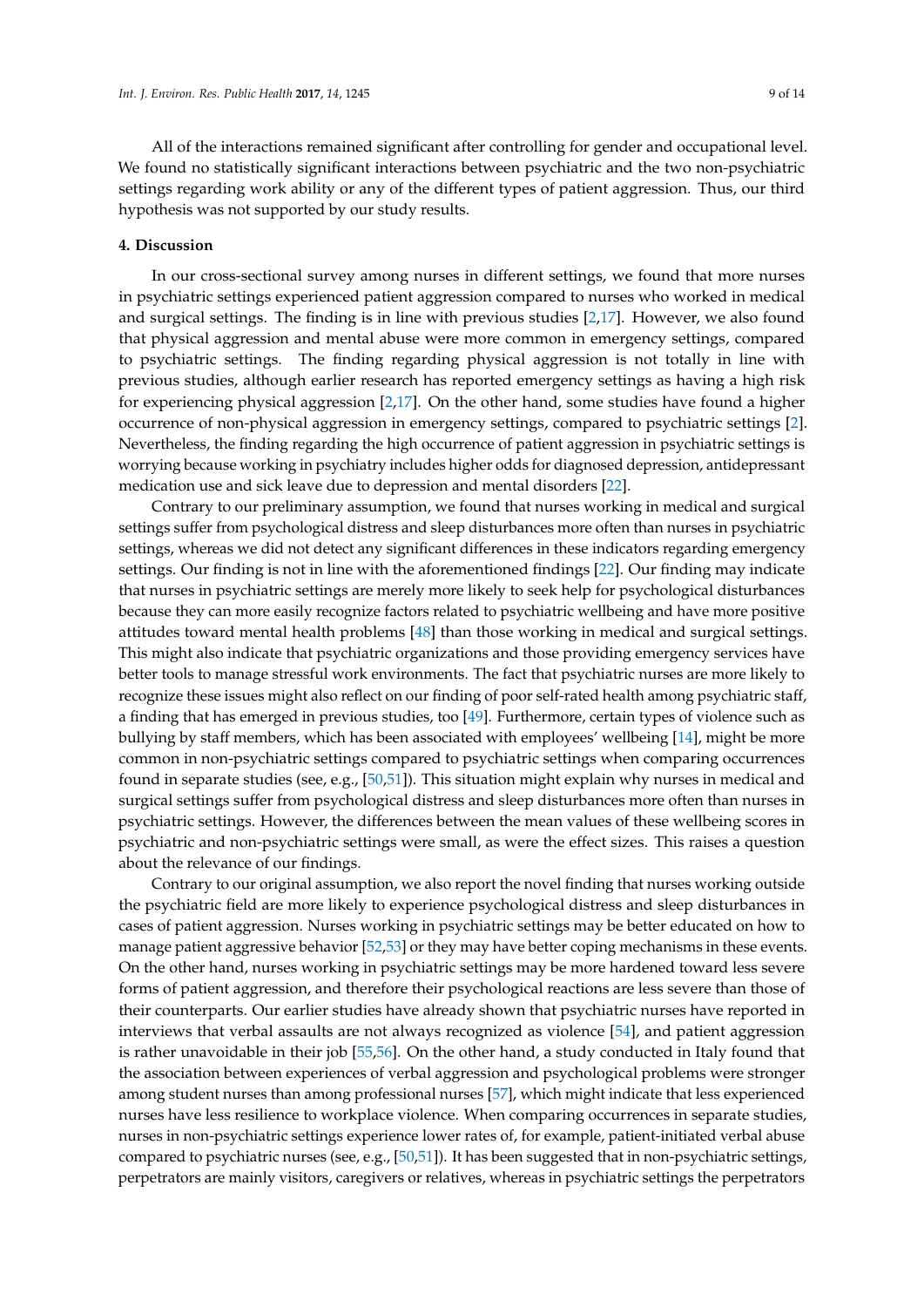All of the interactions remained significant after controlling for gender and occupational level. We found no statistically significant interactions between psychiatric and the two non-psychiatric settings regarding work ability or any of the different types of patient aggression. Thus, our third hypothesis was not supported by our study results.

## 4. Discussion

In our cross-sectional survey among nurses in different settings, we found that more nurses in psychiatric settings experienced patient aggression compared to nurses who worked in medical and surgical settings. The finding is in line with previous studies [2,17]. However, we also found that physical aggression and mental abuse were more common in emergency settings, compared to psychiatric settings. The finding regarding physical aggression is not totally in line with previous studies, although earlier research has reported emergency settings as having a high risk for experiencing physical aggression [2,17]. On the other hand, some studies have found a higher occurrence of non-physical aggression in emergency settings, compared to psychiatric settings [2]. Nevertheless, the finding regarding the high occurrence of patient aggression in psychiatric settings is worrying because working in psychiatry includes higher odds for diagnosed depression, antidepressant medication use and sick leave due to depression and mental disorders [22].

Contrary to our preliminary assumption, we found that nurses working in medical and surgical settings suffer from psychological distress and sleep disturbances more often than nurses in psychiatric settings, whereas we did not detect any significant differences in these indicators regarding emergency settings. Our finding is not in line with the aforementioned findings [22]. Our finding may indicate that nurses in psychiatric settings are merely more likely to seek help for psychological disturbances because they can more easily recognize factors related to psychiatric wellbeing and have more positive attitudes toward mental health problems [48] than those working in medical and surgical settings. This might also indicate that psychiatric organizations and those providing emergency services have better tools to manage stressful work environments. The fact that psychiatric nurses are more likely to recognize these issues might also reflect on our finding of poor self-rated health among psychiatric staff, a finding that has emerged in previous studies, too [49]. Furthermore, certain types of violence such as bullying by staff members, which has been associated with employees' wellbeing [14], might be more common in non-psychiatric settings compared to psychiatric settings when comparing occurrences found in separate studies (see, e.g., [50,51]). This situation might explain why nurses in medical and surgical settings suffer from psychological distress and sleep disturbances more often than nurses in psychiatric settings. However, the differences between the mean values of these wellbeing scores in psychiatric and non-psychiatric settings were small, as were the effect sizes. This raises a question about the relevance of our findings.

Contrary to our original assumption, we also report the novel finding that nurses working outside the psychiatric field are more likely to experience psychological distress and sleep disturbances in cases of patient aggression. Nurses working in psychiatric settings may be better educated on how to manage patient aggressive behavior [52,53] or they may have better coping mechanisms in these events. On the other hand, nurses working in psychiatric settings may be more hardened toward less severe forms of patient aggression, and therefore their psychological reactions are less severe than those of their counterparts. Our earlier studies have already shown that psychiatric nurses have reported in interviews that verbal assaults are not always recognized as violence [54], and patient aggression is rather unavoidable in their job [55,56]. On the other hand, a study conducted in Italy found that the association between experiences of verbal aggression and psychological problems were stronger among student nurses than among professional nurses [57], which might indicate that less experienced nurses have less resilience to workplace violence. When comparing occurrences in separate studies, nurses in non-psychiatric settings experience lower rates of, for example, patient-initiated verbal abuse compared to psychiatric nurses (see, e.g., [50,51]). It has been suggested that in non-psychiatric settings, perpetrators are mainly visitors, caregivers or relatives, whereas in psychiatric settings the perpetrators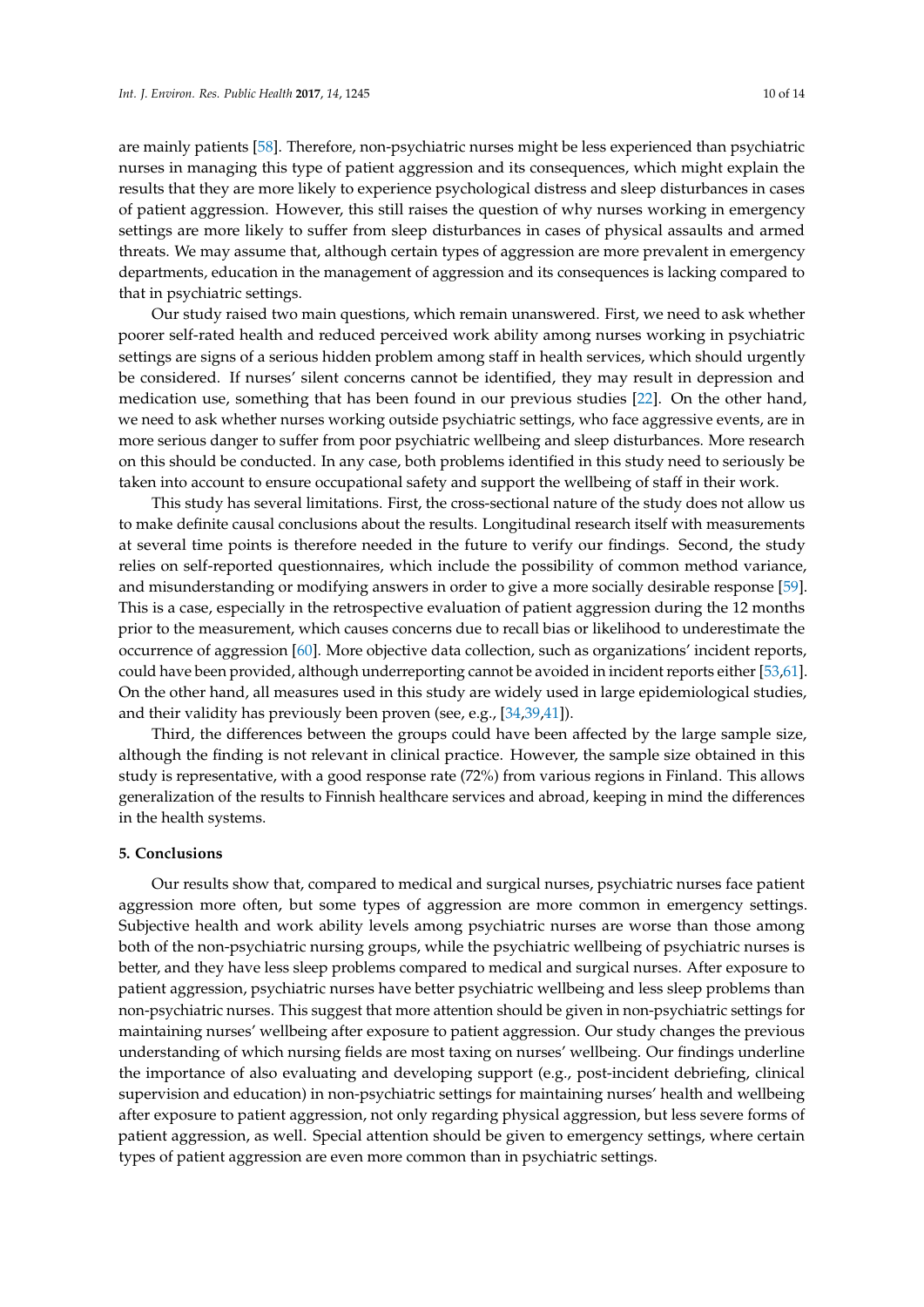are mainly patients [58]. Therefore, non-psychiatric nurses might be less experienced than psychiatric nurses in managing this type of patient aggression and its consequences, which might explain the results that they are more likely to experience psychological distress and sleep disturbances in cases of patient aggression. However, this still raises the question of why nurses working in emergency settings are more likely to suffer from sleep disturbances in cases of physical assaults and armed threats. We may assume that, although certain types of aggression are more prevalent in emergency departments, education in the management of aggression and its consequences is lacking compared to that in psychiatric settings.

Our study raised two main questions, which remain unanswered. First, we need to ask whether poorer self-rated health and reduced perceived work ability among nurses working in psychiatric settings are signs of a serious hidden problem among staff in health services, which should urgently be considered. If nurses' silent concerns cannot be identified, they may result in depression and medication use, something that has been found in our previous studies [22]. On the other hand, we need to ask whether nurses working outside psychiatric settings, who face aggressive events, are in more serious danger to suffer from poor psychiatric wellbeing and sleep disturbances. More research on this should be conducted. In any case, both problems identified in this study need to seriously be taken into account to ensure occupational safety and support the wellbeing of staff in their work.

This study has several limitations. First, the cross-sectional nature of the study does not allow us to make definite causal conclusions about the results. Longitudinal research itself with measurements at several time points is therefore needed in the future to verify our findings. Second, the study relies on self-reported questionnaires, which include the possibility of common method variance, and misunderstanding or modifying answers in order to give a more socially desirable response [59]. This is a case, especially in the retrospective evaluation of patient aggression during the 12 months prior to the measurement, which causes concerns due to recall bias or likelihood to underestimate the occurrence of aggression [60]. More objective data collection, such as organizations' incident reports, could have been provided, although underreporting cannot be avoided in incident reports either [53,61]. On the other hand, all measures used in this study are widely used in large epidemiological studies, and their validity has previously been proven (see, e.g., [34,39,41]).

Third, the differences between the groups could have been affected by the large sample size, although the finding is not relevant in clinical practice. However, the sample size obtained in this study is representative, with a good response rate (72%) from various regions in Finland. This allows generalization of the results to Finnish healthcare services and abroad, keeping in mind the differences in the health systems.

## 5. Conclusions

Our results show that, compared to medical and surgical nurses, psychiatric nurses face patient aggression more often, but some types of aggression are more common in emergency settings. Subjective health and work ability levels among psychiatric nurses are worse than those among both of the non-psychiatric nursing groups, while the psychiatric wellbeing of psychiatric nurses is better, and they have less sleep problems compared to medical and surgical nurses. After exposure to patient aggression, psychiatric nurses have better psychiatric wellbeing and less sleep problems than non-psychiatric nurses. This suggest that more attention should be given in non-psychiatric settings for maintaining nurses' wellbeing after exposure to patient aggression. Our study changes the previous understanding of which nursing fields are most taxing on nurses' wellbeing. Our findings underline the importance of also evaluating and developing support (e.g., post-incident debriefing, clinical supervision and education) in non-psychiatric settings for maintaining nurses' health and wellbeing after exposure to patient aggression, not only regarding physical aggression, but less severe forms of patient aggression, as well. Special attention should be given to emergency settings, where certain types of patient aggression are even more common than in psychiatric settings.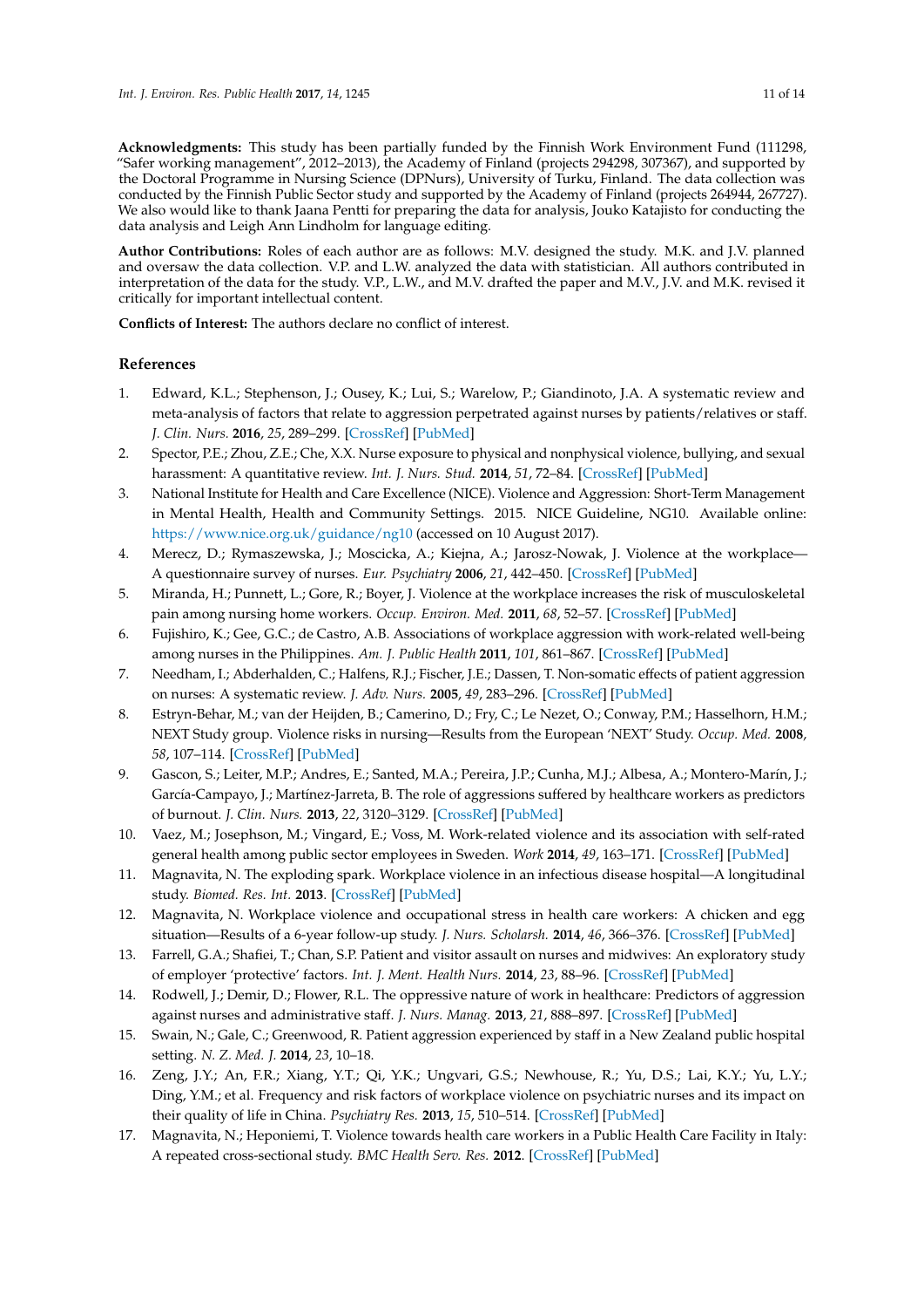**Acknowledgments:** This study has been partially funded by the Finnish Work Environment Fund (111298, "Safer working management", 2012–2013), the Academy of Finland (projects 294298, 307367), and supported by the Doctoral Programme in Nursing Science (DPNurs), University of Turku, Finland. The data collection was conducted by the Finnish Public Sector study and supported by the Academy of Finland (projects 264944, 267727). We also would like to thank Jaana Pentti for preparing the data for analysis, Jouko Katajisto for conducting the data analysis and Leigh Ann Lindholm for language editing.

**Author Contributions:** Roles of each author are as follows: M.V. designed the study. M.K. and J.V. planned and oversaw the data collection. V.P. and L.W. analyzed the data with statistician. All authors contributed in interpretation of the data for the study. V.P., L.W., and M.V. drafted the paper and M.V., J.V. and M.K. revised it critically for important intellectual content.

**Conflicts of Interest:** The authors declare no conflict of interest.

## References

1. Edward, K.L.; Stephenson, J.; Ousey, K.; Lui, S.; Warelow, P.; Giandinoto, J.A. A systematic review and meta-analysis of factors that relate to aggression perpetrated against nurses by patients/relatives or staff. *J. Clin. Nurs.* **2016**, *25*, 289–299. [CrossRef] [PubMed]
2. Spector, P.E.; Zhou, Z.E.; Che, X.X. Nurse exposure to physical and nonphysical violence, bullying, and sexual harassment: A quantitative review. *Int. J. Nurs. Stud.* **2014**, *51*, 72–84. [CrossRef] [PubMed]
3. National Institute for Health and Care Excellence (NICE). Violence and Aggression: Short-Term Management in Mental Health, Health and Community Settings. 2015. NICE Guideline, NG10. Available online: https://www.nice.org.uk/guidance/ng10 (accessed on 10 August 2017).
4. Merecz, D.; Rymaszewska, J.; Moscicka, A.; Kiejna, A.; Jarosz-Nowak, J. Violence at the workplace—A questionnaire survey of nurses. *Eur. Psychiatry* **2006**, *21*, 442–450. [CrossRef] [PubMed]
5. Miranda, H.; Punnett, L.; Gore, R.; Boyer, J. Violence at the workplace increases the risk of musculoskeletal pain among nursing home workers. *Occup. Environ. Med.* **2011**, *68*, 52–57. [CrossRef] [PubMed]
6. Fujishiro, K.; Gee, G.C.; de Castro, A.B. Associations of workplace aggression with work-related well-being among nurses in the Philippines. *Am. J. Public Health* **2011**, *101*, 861–867. [CrossRef] [PubMed]
7. Needham, I.; Abderhalden, C.; Halfens, R.J.; Fischer, J.E.; Dassen, T. Non-somatic effects of patient aggression on nurses: A systematic review. *J. Adv. Nurs.* **2005**, *49*, 283–296. [CrossRef] [PubMed]
8. Estryn-Behar, M.; van der Heijden, B.; Camerino, D.; Fry, C.; Le Nezet, O.; Conway, P.M.; Hasselhorn, H.M.; NEXT Study group. Violence risks in nursing—Results from the European 'NEXT' Study. *Occup. Med.* **2008**, *58*, 107–114. [CrossRef] [PubMed]
9. Gascon, S.; Leiter, M.P.; Andres, E.; Santed, M.A.; Pereira, J.P.; Cunha, M.J.; Albesa, A.; Montero-Marín, J.; García-Campayo, J.; Martínez-Jarreta, B. The role of aggressions suffered by healthcare workers as predictors of burnout. *J. Clin. Nurs.* **2013**, *22*, 3120–3129. [CrossRef] [PubMed]
10. Vaez, M.; Josephson, M.; Vingard, E.; Voss, M. Work-related violence and its association with self-rated general health among public sector employees in Sweden. *Work* **2014**, *49*, 163–171. [CrossRef] [PubMed]
11. Magnavita, N. The exploding spark. Workplace violence in an infectious disease hospital—A longitudinal study. *Biomed. Res. Int.* **2013**. [CrossRef] [PubMed]
12. Magnavita, N. Workplace violence and occupational stress in health care workers: A chicken and egg situation—Results of a 6-year follow-up study. *J. Nurs. Scholarsh.* **2014**, *46*, 366–376. [CrossRef] [PubMed]
13. Farrell, G.A.; Shafiei, T.; Chan, S.P. Patient and visitor assault on nurses and midwives: An exploratory study of employer 'protective' factors. *Int. J. Ment. Health Nurs.* **2014**, *23*, 88–96. [CrossRef] [PubMed]
14. Rodwell, J.; Demir, D.; Flower, R.L. The oppressive nature of work in healthcare: Predictors of aggression against nurses and administrative staff. *J. Nurs. Manag.* **2013**, *21*, 888–897. [CrossRef] [PubMed]
15. Swain, N.; Gale, C.; Greenwood, R. Patient aggression experienced by staff in a New Zealand public hospital setting. *N. Z. Med. J.* **2014**, *23*, 10–18.
16. Zeng, J.Y.; An, F.R.; Xiang, Y.T.; Qi, Y.K.; Ungvari, G.S.; Newhouse, R.; Yu, D.S.; Lai, K.Y.; Yu, L.Y.; Ding, Y.M.; et al. Frequency and risk factors of workplace violence on psychiatric nurses and its impact on their quality of life in China. *Psychiatry Res.* **2013**, *15*, 510–514. [CrossRef] [PubMed]
17. Magnavita, N.; Heponiemi, T. Violence towards health care workers in a Public Health Care Facility in Italy: A repeated cross-sectional study. *BMC Health Serv. Res.* **2012**. [CrossRef] [PubMed]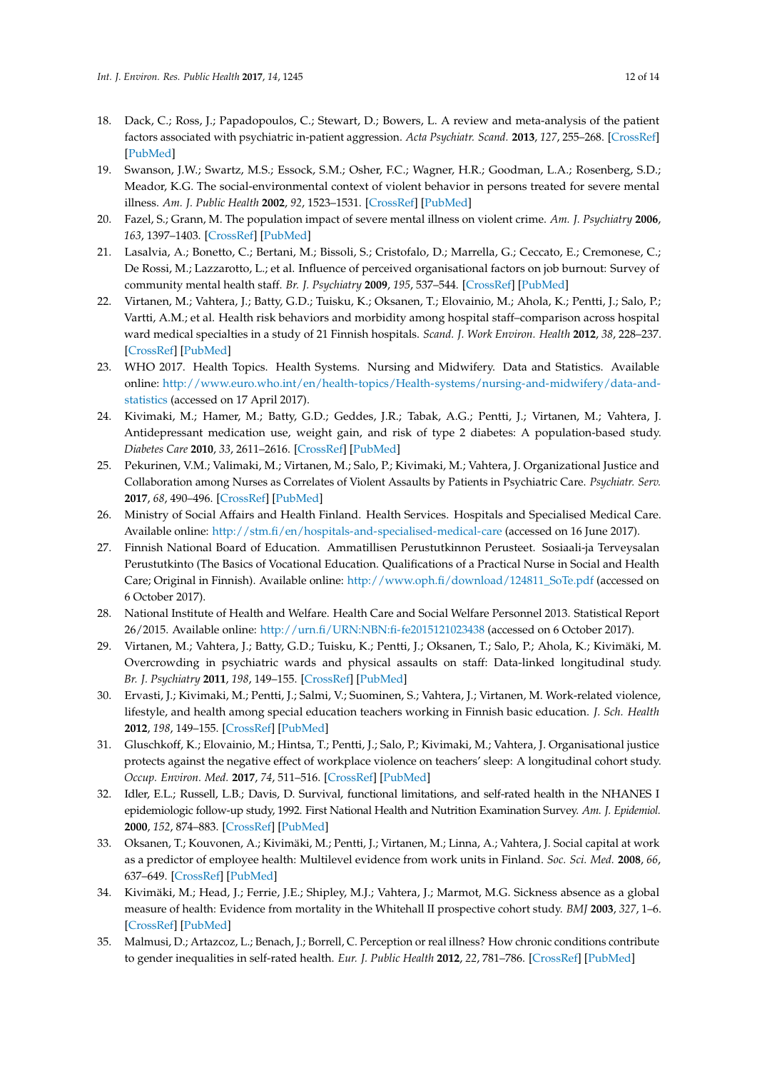18. Dack, C.; Ross, J.; Papadopoulos, C.; Stewart, D.; Bowers, L. A review and meta-analysis of the patient factors associated with psychiatric in-patient aggression. *Acta Psychiatr. Scand.* **2013**, *127*, 255–268. [CrossRef] [PubMed]
19. Swanson, J.W.; Swartz, M.S.; Essock, S.M.; Osher, F.C.; Wagner, H.R.; Goodman, L.A.; Rosenberg, S.D.; Meador, K.G. The social-environmental context of violent behavior in persons treated for severe mental illness. *Am. J. Public Health* **2002**, *92*, 1523–1531. [CrossRef] [PubMed]
20. Fazel, S.; Grann, M. The population impact of severe mental illness on violent crime. *Am. J. Psychiatry* **2006**, *163*, 1397–1403. [CrossRef] [PubMed]
21. Lasalvia, A.; Bonetto, C.; Bertani, M.; Bissoli, S.; Cristofalo, D.; Marrella, G.; Ceccato, E.; Cremonese, C.; De Rossi, M.; Lazzarotto, L.; et al. Influence of perceived organisational factors on job burnout: Survey of community mental health staff. *Br. J. Psychiatry* **2009**, *195*, 537–544. [CrossRef] [PubMed]
22. Virtanen, M.; Vahtera, J.; Batty, G.D.; Tuisku, K.; Oksanen, T.; Elovainio, M.; Ahola, K.; Pentti, J.; Salo, P.; Vartti, A.M.; et al. Health risk behaviors and morbidity among hospital staff–comparison across hospital ward medical specialties in a study of 21 Finnish hospitals. *Scand. J. Work Environ. Health* **2012**, *38*, 228–237. [CrossRef] [PubMed]
23. WHO 2017. Health Topics. Health Systems. Nursing and Midwifery. Data and Statistics. Available online: http://www.euro.who.int/en/health-topics/Health-systems/nursing-and-midwifery/data-and-statistics (accessed on 17 April 2017).
24. Kivimaki, M.; Hamer, M.; Batty, G.D.; Geddes, J.R.; Tabak, A.G.; Pentti, J.; Virtanen, M.; Vahtera, J. Antidepressant medication use, weight gain, and risk of type 2 diabetes: A population-based study. *Diabetes Care* **2010**, *33*, 2611–2616. [CrossRef] [PubMed]
25. Pekurinen, V.M.; Valimaki, M.; Virtanen, M.; Salo, P.; Kivimaki, M.; Vahtera, J. Organizational Justice and Collaboration among Nurses as Correlates of Violent Assaults by Patients in Psychiatric Care. *Psychiatr. Serv.* **2017**, *68*, 490–496. [CrossRef] [PubMed]
26. Ministry of Social Affairs and Health Finland. Health Services. Hospitals and Specialised Medical Care. Available online: http://stm.fi/en/hospitals-and-specialised-medical-care (accessed on 16 June 2017).
27. Finnish National Board of Education. Ammatillisen Perustutkinnon Perusteet. Sosiaali-ja Terveysalan Perustutkinto (The Basics of Vocational Education. Qualifications of a Practical Nurse in Social and Health Care; Original in Finnish). Available online: http://www.oph.fi/download/124811_SoTe.pdf (accessed on 6 October 2017).
28. National Institute of Health and Welfare. Health Care and Social Welfare Personnel 2013. Statistical Report 26/2015. Available online: http://urn.fi/URN:NBN:fi-fe2015121023438 (accessed on 6 October 2017).
29. Virtanen, M.; Vahtera, J.; Batty, G.D.; Tuisku, K.; Pentti, J.; Oksanen, T.; Salo, P.; Ahola, K.; Kivimäki, M. Overcrowding in psychiatric wards and physical assaults on staff: Data-linked longitudinal study. *Br. J. Psychiatry* **2011**, *198*, 149–155. [CrossRef] [PubMed]
30. Ervasti, J.; Kivimaki, M.; Pentti, J.; Salmi, V.; Suominen, S.; Vahtera, J.; Virtanen, M. Work-related violence, lifestyle, and health among special education teachers working in Finnish basic education. *J. Sch. Health* **2012**, *198*, 149–155. [CrossRef] [PubMed]
31. Gluschkoff, K.; Elovainio, M.; Hintsa, T.; Pentti, J.; Salo, P.; Kivimaki, M.; Vahtera, J. Organisational justice protects against the negative effect of workplace violence on teachers' sleep: A longitudinal cohort study. *Occup. Environ. Med.* **2017**, *74*, 511–516. [CrossRef] [PubMed]
32. Idler, E.L.; Russell, L.B.; Davis, D. Survival, functional limitations, and self-rated health in the NHANES I epidemiologic follow-up study, 1992. First National Health and Nutrition Examination Survey. *Am. J. Epidemiol.* **2000**, *152*, 874–883. [CrossRef] [PubMed]
33. Oksanen, T.; Kouvonen, A.; Kivimäki, M.; Pentti, J.; Virtanen, M.; Linna, A.; Vahtera, J. Social capital at work as a predictor of employee health: Multilevel evidence from work units in Finland. *Soc. Sci. Med.* **2008**, *66*, 637–649. [CrossRef] [PubMed]
34. Kivimäki, M.; Head, J.; Ferrie, J.E.; Shipley, M.J.; Vahtera, J.; Marmot, M.G. Sickness absence as a global measure of health: Evidence from mortality in the Whitehall II prospective cohort study. *BMJ* **2003**, *327*, 1–6. [CrossRef] [PubMed]
35. Malmusi, D.; Artazcoz, L.; Benach, J.; Borrell, C. Perception or real illness? How chronic conditions contribute to gender inequalities in self-rated health. *Eur. J. Public Health* **2012**, *22*, 781–786. [CrossRef] [PubMed]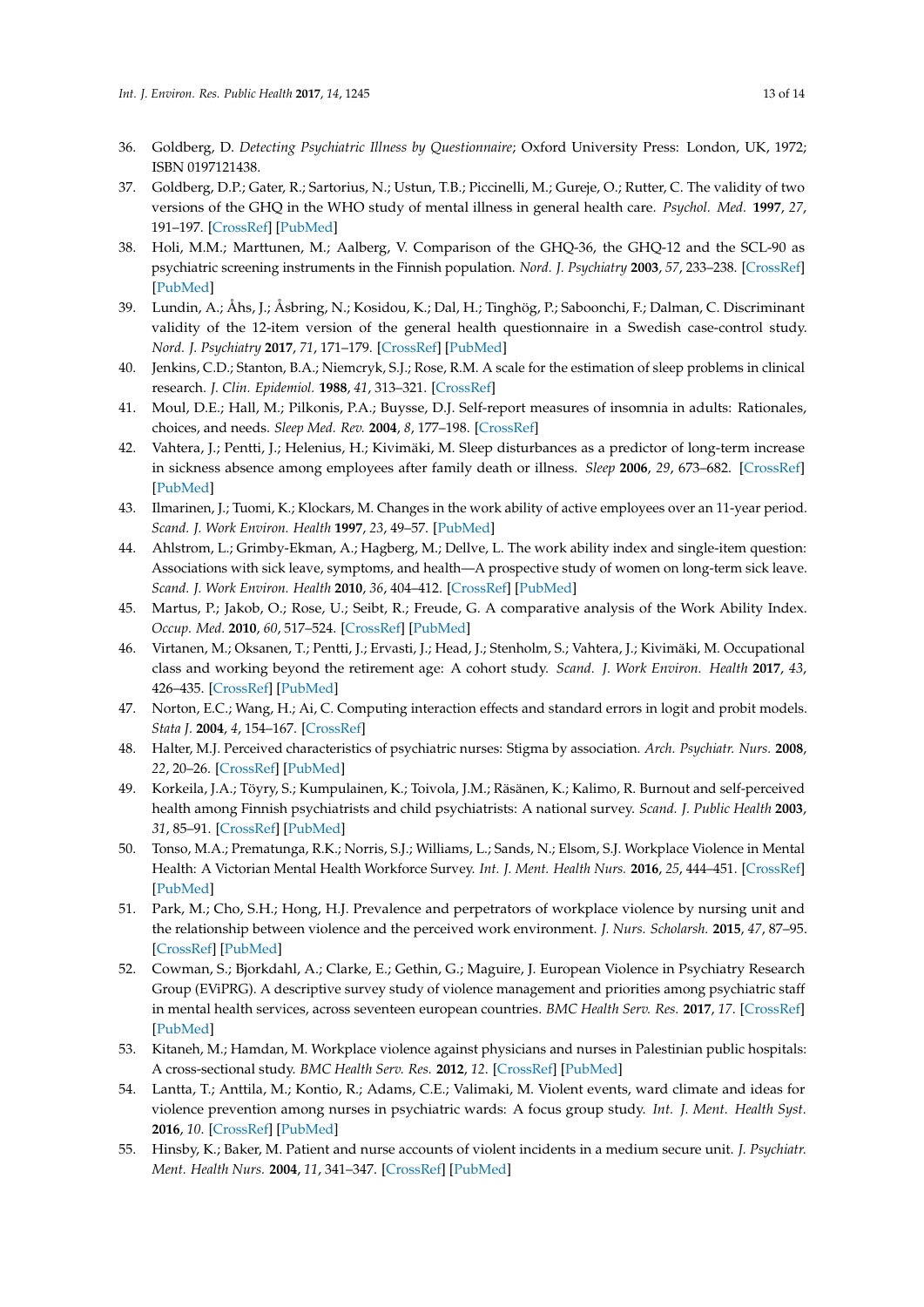36. Goldberg, D. *Detecting Psychiatric Illness by Questionnaire*; Oxford University Press: London, UK, 1972; ISBN 0197121438.
37. Goldberg, D.P.; Gater, R.; Sartorius, N.; Ustun, T.B.; Piccinelli, M.; Gureje, O.; Rutter, C. The validity of two versions of the GHQ in the WHO study of mental illness in general health care. *Psychol. Med.* **1997**, *27*, 191–197. [CrossRef] [PubMed]
38. Holi, M.M.; Marttunen, M.; Aalberg, V. Comparison of the GHQ-36, the GHQ-12 and the SCL-90 as psychiatric screening instruments in the Finnish population. *Nord. J. Psychiatry* **2003**, *57*, 233–238. [CrossRef] [PubMed]
39. Lundin, A.; Åhs, J.; Åsbring, N.; Kosidou, K.; Dal, H.; Tinghög, P.; Saboonchi, F.; Dalman, C. Discriminant validity of the 12-item version of the general health questionnaire in a Swedish case-control study. *Nord. J. Psychiatry* **2017**, *71*, 171–179. [CrossRef] [PubMed]
40. Jenkins, C.D.; Stanton, B.A.; Niemcryk, S.J.; Rose, R.M. A scale for the estimation of sleep problems in clinical research. *J. Clin. Epidemiol.* **1988**, *41*, 313–321. [CrossRef]
41. Moul, D.E.; Hall, M.; Pilkonis, P.A.; Buysse, D.J. Self-report measures of insomnia in adults: Rationales, choices, and needs. *Sleep Med. Rev.* **2004**, *8*, 177–198. [CrossRef]
42. Vahtera, J.; Pentti, J.; Helenius, H.; Kivimäki, M. Sleep disturbances as a predictor of long-term increase in sickness absence among employees after family death or illness. *Sleep* **2006**, *29*, 673–682. [CrossRef] [PubMed]
43. Ilmarinen, J.; Tuomi, K.; Klockars, M. Changes in the work ability of active employees over an 11-year period. *Scand. J. Work Environ. Health* **1997**, *23*, 49–57. [PubMed]
44. Ahlstrom, L.; Grimby-Ekman, A.; Hagberg, M.; Dellve, L. The work ability index and single-item question: Associations with sick leave, symptoms, and health—A prospective study of women on long-term sick leave. *Scand. J. Work Environ. Health* **2010**, *36*, 404–412. [CrossRef] [PubMed]
45. Martus, P.; Jakob, O.; Rose, U.; Seibt, R.; Freude, G. A comparative analysis of the Work Ability Index. *Occup. Med.* **2010**, *60*, 517–524. [CrossRef] [PubMed]
46. Virtanen, M.; Oksanen, T.; Pentti, J.; Ervasti, J.; Head, J.; Stenholm, S.; Vahtera, J.; Kivimäki, M. Occupational class and working beyond the retirement age: A cohort study. *Scand. J. Work Environ. Health* **2017**, *43*, 426–435. [CrossRef] [PubMed]
47. Norton, E.C.; Wang, H.; Ai, C. Computing interaction effects and standard errors in logit and probit models. *Stata J.* **2004**, *4*, 154–167. [CrossRef]
48. Halter, M.J. Perceived characteristics of psychiatric nurses: Stigma by association. *Arch. Psychiatr. Nurs.* **2008**, *22*, 20–26. [CrossRef] [PubMed]
49. Korkeila, J.A.; Töyry, S.; Kumpulainen, K.; Toivola, J.M.; Räsänen, K.; Kalimo, R. Burnout and self-perceived health among Finnish psychiatrists and child psychiatrists: A national survey. *Scand. J. Public Health* **2003**, *31*, 85–91. [CrossRef] [PubMed]
50. Tonso, M.A.; Prematunga, R.K.; Norris, S.J.; Williams, L.; Sands, N.; Elsom, S.J. Workplace Violence in Mental Health: A Victorian Mental Health Workforce Survey. *Int. J. Ment. Health Nurs.* **2016**, *25*, 444–451. [CrossRef] [PubMed]
51. Park, M.; Cho, S.H.; Hong, H.J. Prevalence and perpetrators of workplace violence by nursing unit and the relationship between violence and the perceived work environment. *J. Nurs. Scholarsh.* **2015**, *47*, 87–95. [CrossRef] [PubMed]
52. Cowman, S.; Bjorkdahl, A.; Clarke, E.; Gethin, G.; Maguire, J. European Violence in Psychiatry Research Group (EViPRG). A descriptive survey study of violence management and priorities among psychiatric staff in mental health services, across seventeen european countries. *BMC Health Serv. Res.* **2017**, *17*. [CrossRef] [PubMed]
53. Kitaneh, M.; Hamdan, M. Workplace violence against physicians and nurses in Palestinian public hospitals: A cross-sectional study. *BMC Health Serv. Res.* **2012**, *12*. [CrossRef] [PubMed]
54. Lantta, T.; Anttila, M.; Kontio, R.; Adams, C.E.; Valimaki, M. Violent events, ward climate and ideas for violence prevention among nurses in psychiatric wards: A focus group study. *Int. J. Ment. Health Syst.* **2016**, *10*. [CrossRef] [PubMed]
55. Hinsby, K.; Baker, M. Patient and nurse accounts of violent incidents in a medium secure unit. *J. Psychiatr. Ment. Health Nurs.* **2004**, *11*, 341–347. [CrossRef] [PubMed]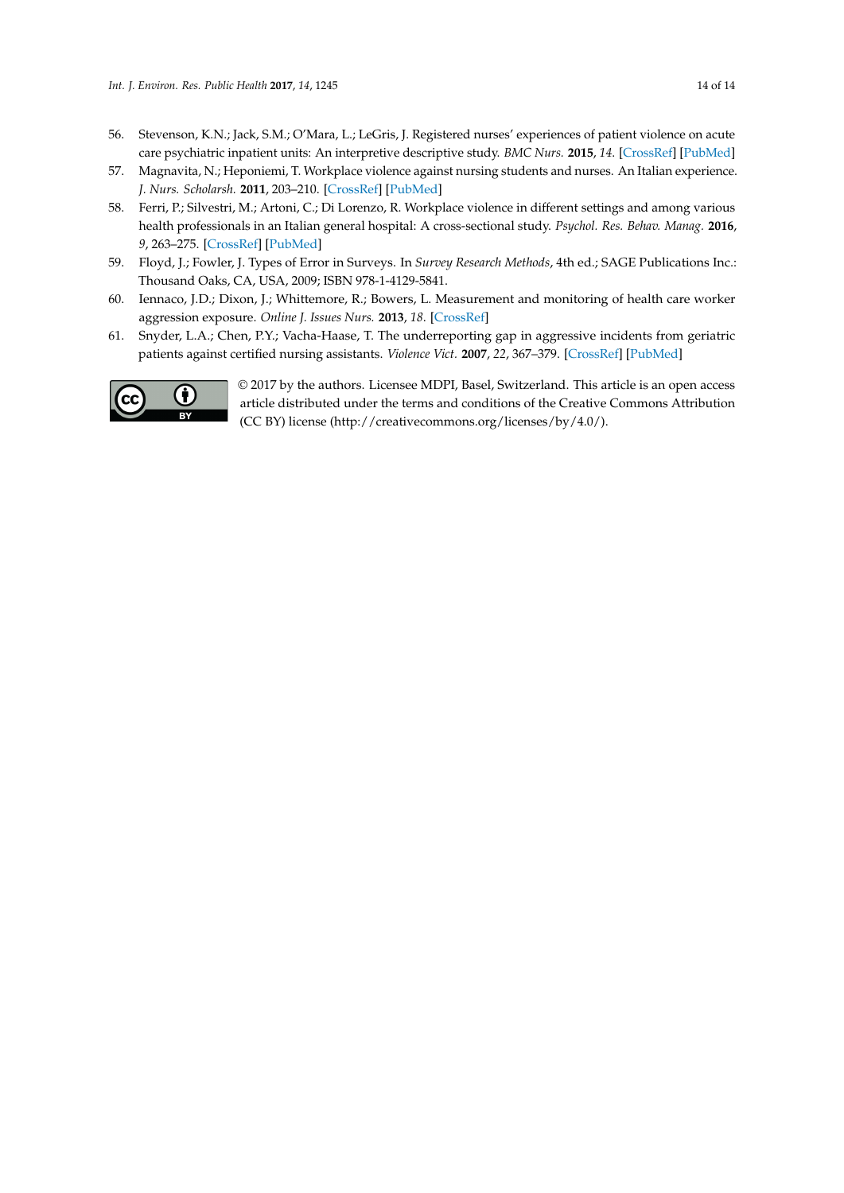56. Stevenson, K.N.; Jack, S.M.; O'Mara, L.; LeGris, J. Registered nurses' experiences of patient violence on acute care psychiatric inpatient units: An interpretive descriptive study. *BMC Nurs.* **2015**, *14*. [CrossRef] [PubMed]
57. Magnavita, N.; Heponiemi, T. Workplace violence against nursing students and nurses. An Italian experience. *J. Nurs. Scholarsh.* **2011**, 203–210. [CrossRef] [PubMed]
58. Ferri, P.; Silvestri, M.; Artoni, C.; Di Lorenzo, R. Workplace violence in different settings and among various health professionals in an Italian general hospital: A cross-sectional study. *Psychol. Res. Behav. Manag.* **2016**, *9*, 263–275. [CrossRef] [PubMed]
59. Floyd, J.; Fowler, J. Types of Error in Surveys. In *Survey Research Methods*, 4th ed.; SAGE Publications Inc.: Thousand Oaks, CA, USA, 2009; ISBN 978-1-4129-5841.
60. Iennaco, J.D.; Dixon, J.; Whittemore, R.; Bowers, L. Measurement and monitoring of health care worker aggression exposure. *Online J. Issues Nurs.* **2013**, *18*. [CrossRef]
61. Snyder, L.A.; Chen, P.Y.; Vacha-Haase, T. The underreporting gap in aggressive incidents from geriatric patients against certified nursing assistants. *Violence Vict.* **2007**, *22*, 367–379. [CrossRef] [PubMed]

© 2017 by the authors. Licensee MDPI, Basel, Switzerland. This article is an open access article distributed under the terms and conditions of the Creative Commons Attribution (CC BY) license (http://creativecommons.org/licenses/by/4.0/).